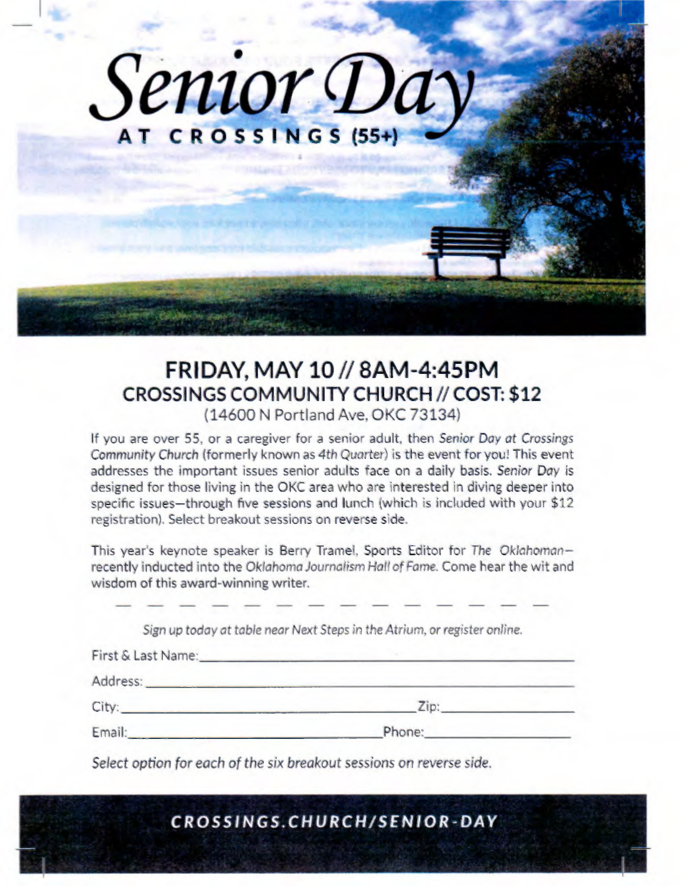# Senior Day

## AT CROSSINGS (55+)

## FRIDAY, MAY 10 // 8AM-4:45PM
## CROSSINGS COMMUNITY CHURCH // COST: $12

(14600 N Portland Ave, OKC 73134)

If you are over 55, or a caregiver for a senior adult, then *Senior Day at Crossings Community Church* (formerly known as *4th Quarter*) is the event for you! This event addresses the important issues senior adults face on a daily basis. *Senior Day* is designed for those living in the OKC area who are interested in diving deeper into specific issues—through five sessions and lunch (which is included with your $12 registration). Select breakout sessions on reverse side.

This year's keynote speaker is Berry Tramel, Sports Editor for *The Oklahoman*—recently inducted into the *Oklahoma Journalism Hall of Fame*. Come hear the wit and wisdom of this award-winning writer.

---

*Sign up today at table near Next Steps in the Atrium, or register online.*

First & Last Name: ______________________________

Address: ______________________________

City: ______________________ Zip: ______________

Email: ______________________ Phone: ______________

*Select option for each of the six breakout sessions on reverse side.*

**CROSSINGS.CHURCH/SENIOR-DAY**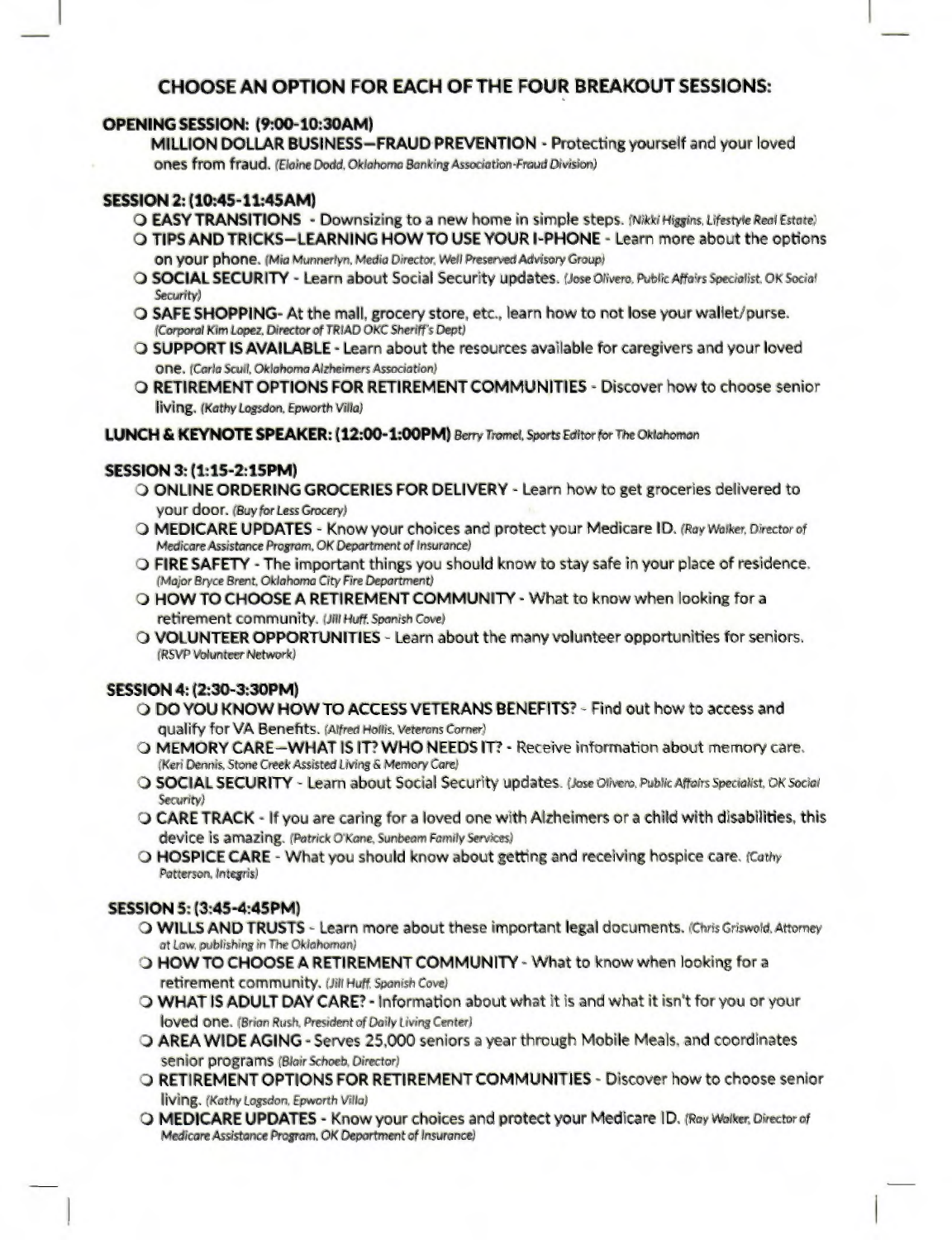## CHOOSE AN OPTION FOR EACH OF THE FOUR BREAKOUT SESSIONS:

### OPENING SESSION: (9:00-10:30AM)

**MILLION DOLLAR BUSINESS—FRAUD PREVENTION** - Protecting yourself and your loved ones from fraud. *(Elaine Dodd, Oklahoma Banking Association-Fraud Division)*

### SESSION 2: (10:45-11:45AM)

- ○ **EASY TRANSITIONS** - Downsizing to a new home in simple steps. *(Nikki Higgins, Lifestyle Real Estate)*
- ○ **TIPS AND TRICKS—LEARNING HOW TO USE YOUR I-PHONE** - Learn more about the options on your phone. *(Mia Munnerlyn, Media Director, Well Preserved Advisory Group)*
- ○ **SOCIAL SECURITY** - Learn about Social Security updates. *(Jose Olivero, Public Affairs Specialist, OK Social Security)*
- ○ **SAFE SHOPPING**- At the mall, grocery store, etc., learn how to not lose your wallet/purse. *(Corporal Kim Lopez, Director of TRIAD OKC Sheriff's Dept)*
- ○ **SUPPORT IS AVAILABLE** - Learn about the resources available for caregivers and your loved one. *(Carla Scull, Oklahoma Alzheimers Association)*
- ○ **RETIREMENT OPTIONS FOR RETIREMENT COMMUNITIES** - Discover how to choose senior living. *(Kathy Logsdon, Epworth Villa)*

### LUNCH & KEYNOTE SPEAKER: (12:00-1:00PM) *Berry Tramel, Sports Editor for The Oklahoman*

### SESSION 3: (1:15-2:15PM)

- ○ **ONLINE ORDERING GROCERIES FOR DELIVERY** - Learn how to get groceries delivered to your door. *(Buy for Less Grocery)*
- ○ **MEDICARE UPDATES** - Know your choices and protect your Medicare ID. *(Ray Walker, Director of Medicare Assistance Program, OK Department of Insurance)*
- ○ **FIRE SAFETY** - The important things you should know to stay safe in your place of residence. *(Major Bryce Brent, Oklahoma City Fire Department)*
- ○ **HOW TO CHOOSE A RETIREMENT COMMUNITY** - What to know when looking for a retirement community. *(Jill Huff, Spanish Cove)*
- ○ **VOLUNTEER OPPORTUNITIES** - Learn about the many volunteer opportunities for seniors. *(RSVP Volunteer Network)*

### SESSION 4: (2:30-3:30PM)

- ○ **DO YOU KNOW HOW TO ACCESS VETERANS BENEFITS?** - Find out how to access and qualify for VA Benefits. *(Alfred Hollis, Veterans Corner)*
- ○ **MEMORY CARE—WHAT IS IT? WHO NEEDS IT?** - Receive information about memory care. *(Keri Dennis, Stone Creek Assisted Living & Memory Care)*
- ○ **SOCIAL SECURITY** - Learn about Social Security updates. *(Jose Olivero, Public Affairs Specialist, OK Social Security)*
- ○ **CARE TRACK** - If you are caring for a loved one with Alzheimers or a child with disabilities, this device is amazing. *(Patrick O'Kane, Sunbeam Family Services)*
- ○ **HOSPICE CARE** - What you should know about getting and receiving hospice care. *(Cathy Patterson, Integris)*

### SESSION 5: (3:45-4:45PM)

- ○ **WILLS AND TRUSTS** - Learn more about these important legal documents. *(Chris Griswold, Attorney at Law, publishing in The Oklahoman)*
- ○ **HOW TO CHOOSE A RETIREMENT COMMUNITY** - What to know when looking for a retirement community. *(Jill Huff, Spanish Cove)*
- ○ **WHAT IS ADULT DAY CARE?** - Information about what it is and what it isn't for you or your loved one. *(Brian Rush, President of Daily Living Center)*
- ○ **AREA WIDE AGING** - Serves 25,000 seniors a year through Mobile Meals, and coordinates senior programs *(Blair Schoeb, Director)*
- ○ **RETIREMENT OPTIONS FOR RETIREMENT COMMUNITIES** - Discover how to choose senior living. *(Kathy Logsdon, Epworth Villa)*
- ○ **MEDICARE UPDATES** - Know your choices and protect your Medicare ID. *(Ray Walker, Director of Medicare Assistance Program, OK Department of Insurance)*